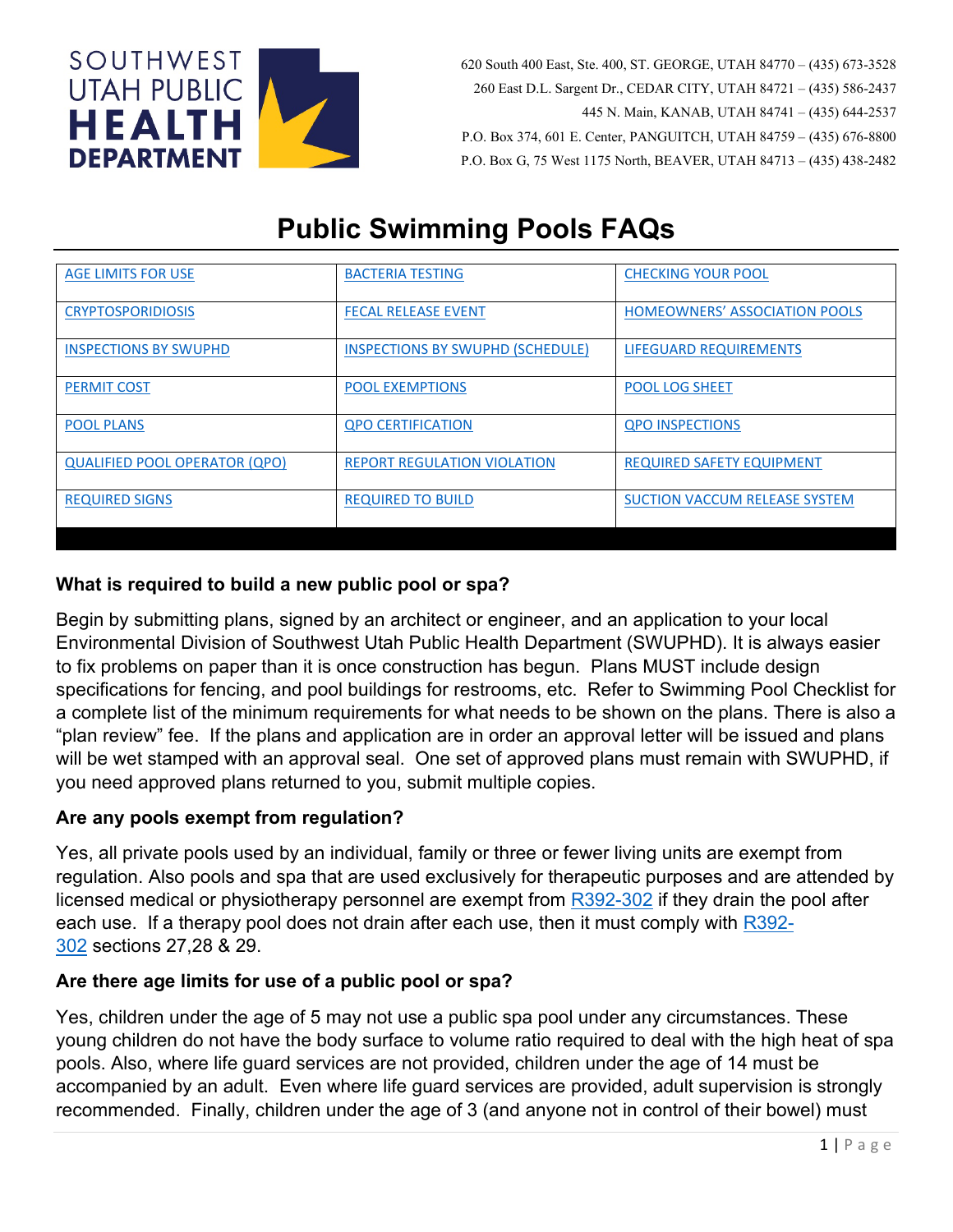SOUTHWEST UTAH PUBLIC HEALTH DEPARTMENT

620 South 400 East, Ste. 400, ST. GEORGE, UTAH 84770 – (435) 673-3528
260 East D.L. Sargent Dr., CEDAR CITY, UTAH 84721 – (435) 586-2437
445 N. Main, KANAB, UTAH 84741 – (435) 644-2537
P.O. Box 374, 601 E. Center, PANGUITCH, UTAH 84759 – (435) 676-8800
P.O. Box G, 75 West 1175 North, BEAVER, UTAH 84713 – (435) 438-2482

# Public Swimming Pools FAQs

| AGE LIMITS FOR USE | BACTERIA TESTING | CHECKING YOUR POOL |
|---|---|---|
| CRYPTOSPORIDIOSIS | FECAL RELEASE EVENT | HOMEOWNERS' ASSOCIATION POOLS |
| INSPECTIONS BY SWUPHD | INSPECTIONS BY SWUPHD (SCHEDULE) | LIFEGUARD REQUIREMENTS |
| PERMIT COST | POOL EXEMPTIONS | POOL LOG SHEET |
| POOL PLANS | QPO CERTIFICATION | QPO INSPECTIONS |
| QUALIFIED POOL OPERATOR (QPO) | REPORT REGULATION VIOLATION | REQUIRED SAFETY EQUIPMENT |
| REQUIRED SIGNS | REQUIRED TO BUILD | SUCTION VACCUM RELEASE SYSTEM |

### What is required to build a new public pool or spa?

Begin by submitting plans, signed by an architect or engineer, and an application to your local Environmental Division of Southwest Utah Public Health Department (SWUPHD). It is always easier to fix problems on paper than it is once construction has begun. Plans MUST include design specifications for fencing, and pool buildings for restrooms, etc. Refer to Swimming Pool Checklist for a complete list of the minimum requirements for what needs to be shown on the plans. There is also a "plan review" fee. If the plans and application are in order an approval letter will be issued and plans will be wet stamped with an approval seal. One set of approved plans must remain with SWUPHD, if you need approved plans returned to you, submit multiple copies.

### Are any pools exempt from regulation?

Yes, all private pools used by an individual, family or three or fewer living units are exempt from regulation. Also pools and spa that are used exclusively for therapeutic purposes and are attended by licensed medical or physiotherapy personnel are exempt from R392-302 if they drain the pool after each use. If a therapy pool does not drain after each use, then it must comply with R392-302 sections 27,28 & 29.

### Are there age limits for use of a public pool or spa?

Yes, children under the age of 5 may not use a public spa pool under any circumstances. These young children do not have the body surface to volume ratio required to deal with the high heat of spa pools. Also, where life guard services are not provided, children under the age of 14 must be accompanied by an adult. Even where life guard services are provided, adult supervision is strongly recommended. Finally, children under the age of 3 (and anyone not in control of their bowel) must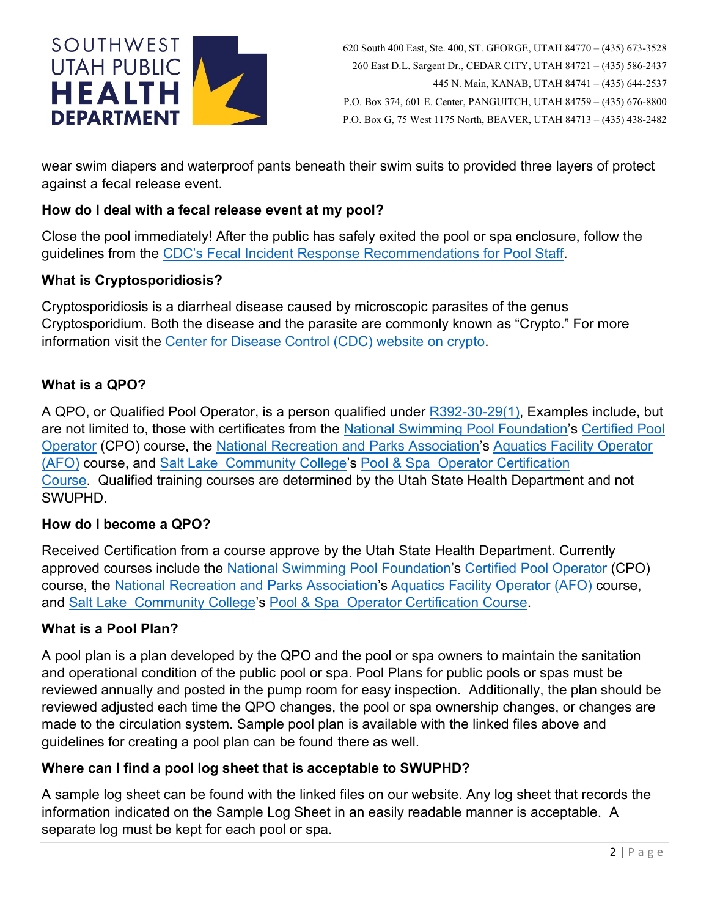wear swim diapers and waterproof pants beneath their swim suits to provided three layers of protect against a fecal release event.

### How do I deal with a fecal release event at my pool?

Close the pool immediately! After the public has safely exited the pool or spa enclosure, follow the guidelines from the CDC's Fecal Incident Response Recommendations for Pool Staff.

### What is Cryptosporidiosis?

Cryptosporidiosis is a diarrheal disease caused by microscopic parasites of the genus Cryptosporidium. Both the disease and the parasite are commonly known as "Crypto." For more information visit the Center for Disease Control (CDC) website on crypto.

### What is a QPO?

A QPO, or Qualified Pool Operator, is a person qualified under R392-30-29(1), Examples include, but are not limited to, those with certificates from the National Swimming Pool Foundation's Certified Pool Operator (CPO) course, the National Recreation and Parks Association's Aquatics Facility Operator (AFO) course, and Salt Lake Community College's Pool & Spa Operator Certification Course. Qualified training courses are determined by the Utah State Health Department and not SWUPHD.

### How do I become a QPO?

Received Certification from a course approve by the Utah State Health Department. Currently approved courses include the National Swimming Pool Foundation's Certified Pool Operator (CPO) course, the National Recreation and Parks Association's Aquatics Facility Operator (AFO) course, and Salt Lake Community College's Pool & Spa Operator Certification Course.

### What is a Pool Plan?

A pool plan is a plan developed by the QPO and the pool or spa owners to maintain the sanitation and operational condition of the public pool or spa. Pool Plans for public pools or spas must be reviewed annually and posted in the pump room for easy inspection. Additionally, the plan should be reviewed adjusted each time the QPO changes, the pool or spa ownership changes, or changes are made to the circulation system. Sample pool plan is available with the linked files above and guidelines for creating a pool plan can be found there as well.

### Where can I find a pool log sheet that is acceptable to SWUPHD?

A sample log sheet can be found with the linked files on our website. Any log sheet that records the information indicated on the Sample Log Sheet in an easily readable manner is acceptable. A separate log must be kept for each pool or spa.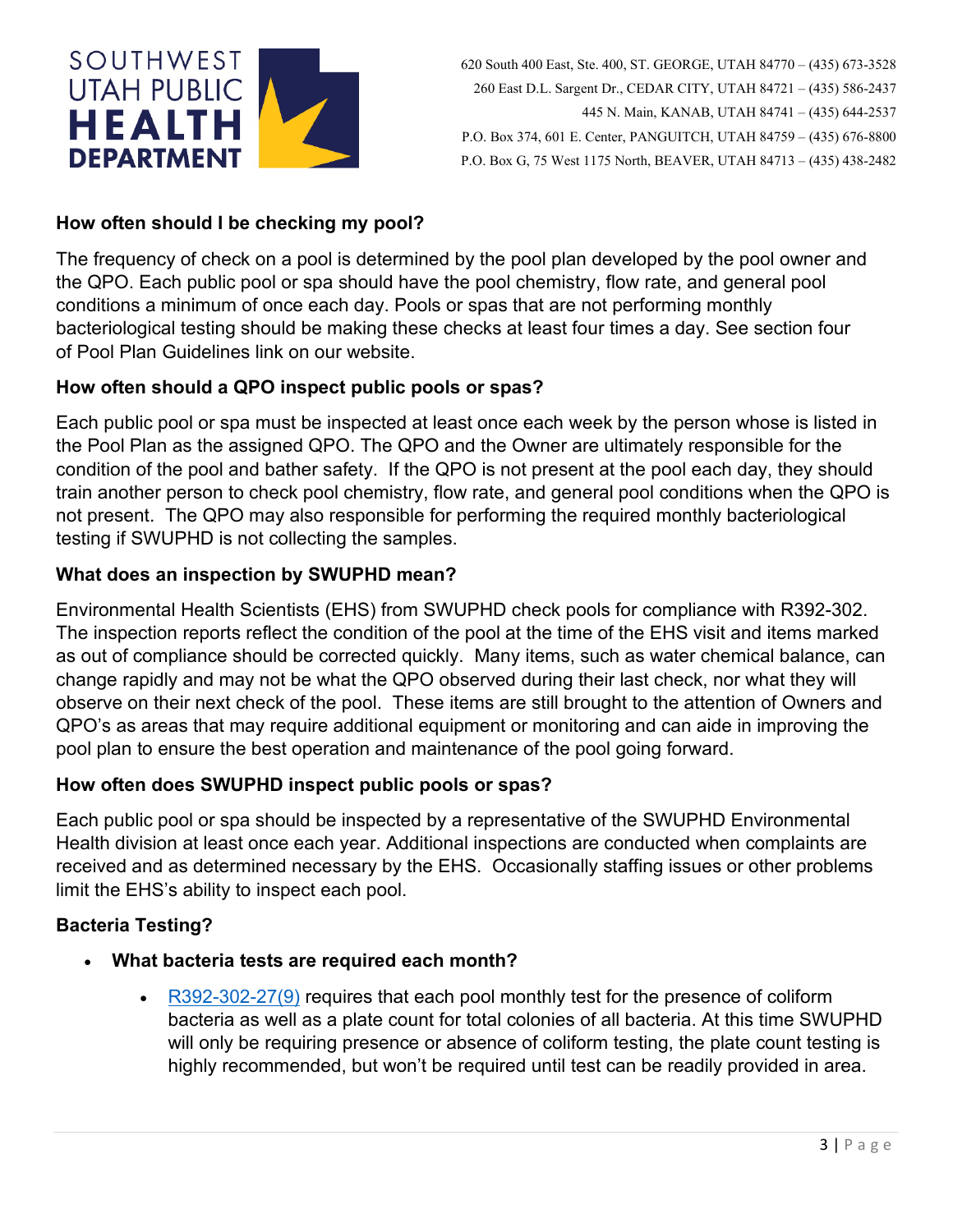### How often should I be checking my pool?

The frequency of check on a pool is determined by the pool plan developed by the pool owner and the QPO. Each public pool or spa should have the pool chemistry, flow rate, and general pool conditions a minimum of once each day. Pools or spas that are not performing monthly bacteriological testing should be making these checks at least four times a day. See section four of Pool Plan Guidelines link on our website.

### How often should a QPO inspect public pools or spas?

Each public pool or spa must be inspected at least once each week by the person whose is listed in the Pool Plan as the assigned QPO. The QPO and the Owner are ultimately responsible for the condition of the pool and bather safety. If the QPO is not present at the pool each day, they should train another person to check pool chemistry, flow rate, and general pool conditions when the QPO is not present. The QPO may also responsible for performing the required monthly bacteriological testing if SWUPHD is not collecting the samples.

### What does an inspection by SWUPHD mean?

Environmental Health Scientists (EHS) from SWUPHD check pools for compliance with R392-302. The inspection reports reflect the condition of the pool at the time of the EHS visit and items marked as out of compliance should be corrected quickly. Many items, such as water chemical balance, can change rapidly and may not be what the QPO observed during their last check, nor what they will observe on their next check of the pool. These items are still brought to the attention of Owners and QPO's as areas that may require additional equipment or monitoring and can aide in improving the pool plan to ensure the best operation and maintenance of the pool going forward.

### How often does SWUPHD inspect public pools or spas?

Each public pool or spa should be inspected by a representative of the SWUPHD Environmental Health division at least once each year. Additional inspections are conducted when complaints are received and as determined necessary by the EHS. Occasionally staffing issues or other problems limit the EHS's ability to inspect each pool.

### Bacteria Testing?

- **What bacteria tests are required each month?**
  - R392-302-27(9) requires that each pool monthly test for the presence of coliform bacteria as well as a plate count for total colonies of all bacteria. At this time SWUPHD will only be requiring presence or absence of coliform testing, the plate count testing is highly recommended, but won't be required until test can be readily provided in area.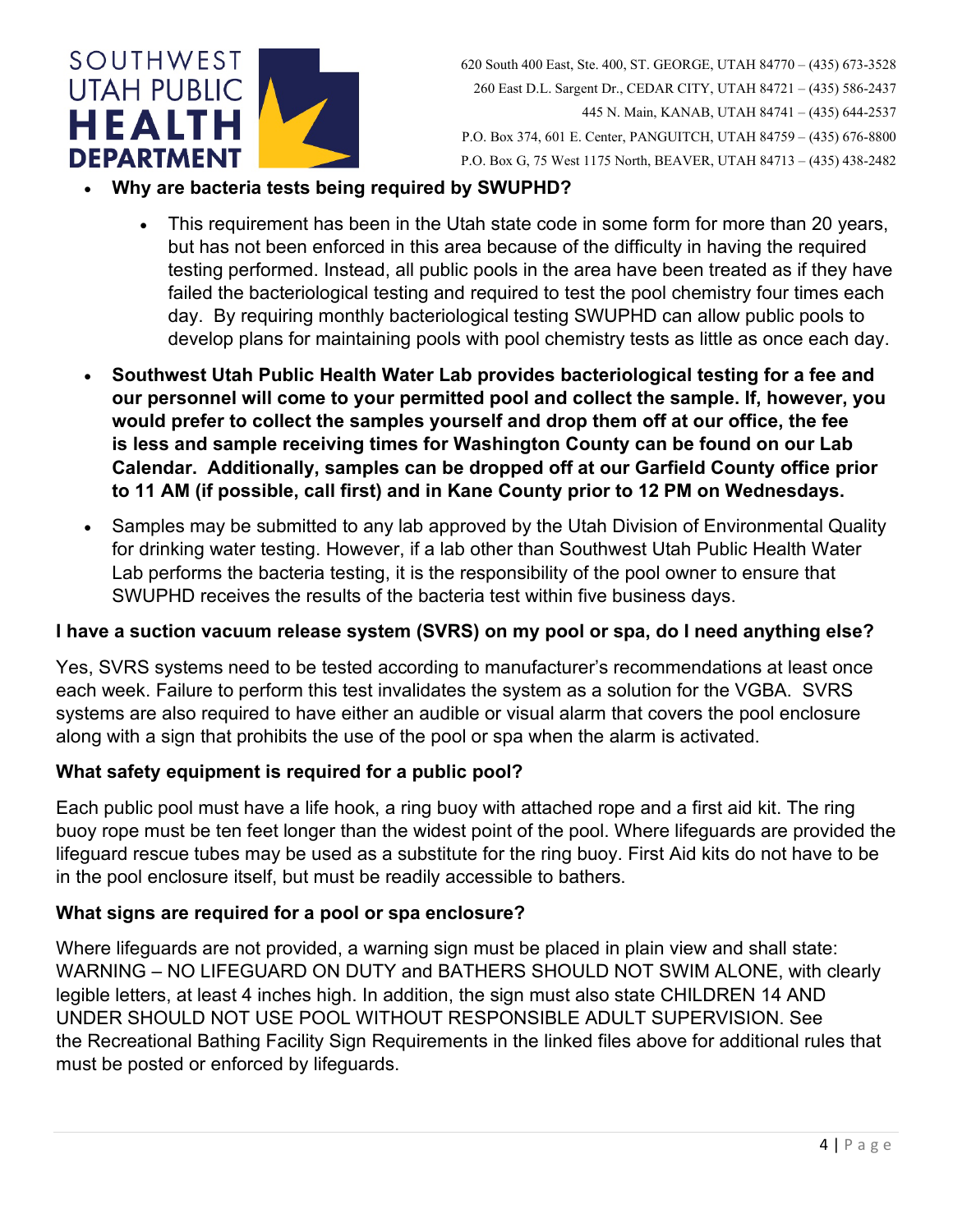- **Why are bacteria tests being required by SWUPHD?**
    - This requirement has been in the Utah state code in some form for more than 20 years, but has not been enforced in this area because of the difficulty in having the required testing performed. Instead, all public pools in the area have been treated as if they have failed the bacteriological testing and required to test the pool chemistry four times each day. By requiring monthly bacteriological testing SWUPHD can allow public pools to develop plans for maintaining pools with pool chemistry tests as little as once each day.
- **Southwest Utah Public Health Water Lab provides bacteriological testing for a fee and our personnel will come to your permitted pool and collect the sample. If, however, you would prefer to collect the samples yourself and drop them off at our office, the fee is less and sample receiving times for Washington County can be found on our Lab Calendar. Additionally, samples can be dropped off at our Garfield County office prior to 11 AM (if possible, call first) and in Kane County prior to 12 PM on Wednesdays.**
- Samples may be submitted to any lab approved by the Utah Division of Environmental Quality for drinking water testing. However, if a lab other than Southwest Utah Public Health Water Lab performs the bacteria testing, it is the responsibility of the pool owner to ensure that SWUPHD receives the results of the bacteria test within five business days.

**I have a suction vacuum release system (SVRS) on my pool or spa, do I need anything else?**

Yes, SVRS systems need to be tested according to manufacturer's recommendations at least once each week. Failure to perform this test invalidates the system as a solution for the VGBA. SVRS systems are also required to have either an audible or visual alarm that covers the pool enclosure along with a sign that prohibits the use of the pool or spa when the alarm is activated.

**What safety equipment is required for a public pool?**

Each public pool must have a life hook, a ring buoy with attached rope and a first aid kit. The ring buoy rope must be ten feet longer than the widest point of the pool. Where lifeguards are provided the lifeguard rescue tubes may be used as a substitute for the ring buoy. First Aid kits do not have to be in the pool enclosure itself, but must be readily accessible to bathers.

**What signs are required for a pool or spa enclosure?**

Where lifeguards are not provided, a warning sign must be placed in plain view and shall state: WARNING – NO LIFEGUARD ON DUTY and BATHERS SHOULD NOT SWIM ALONE, with clearly legible letters, at least 4 inches high. In addition, the sign must also state CHILDREN 14 AND UNDER SHOULD NOT USE POOL WITHOUT RESPONSIBLE ADULT SUPERVISION. See the Recreational Bathing Facility Sign Requirements in the linked files above for additional rules that must be posted or enforced by lifeguards.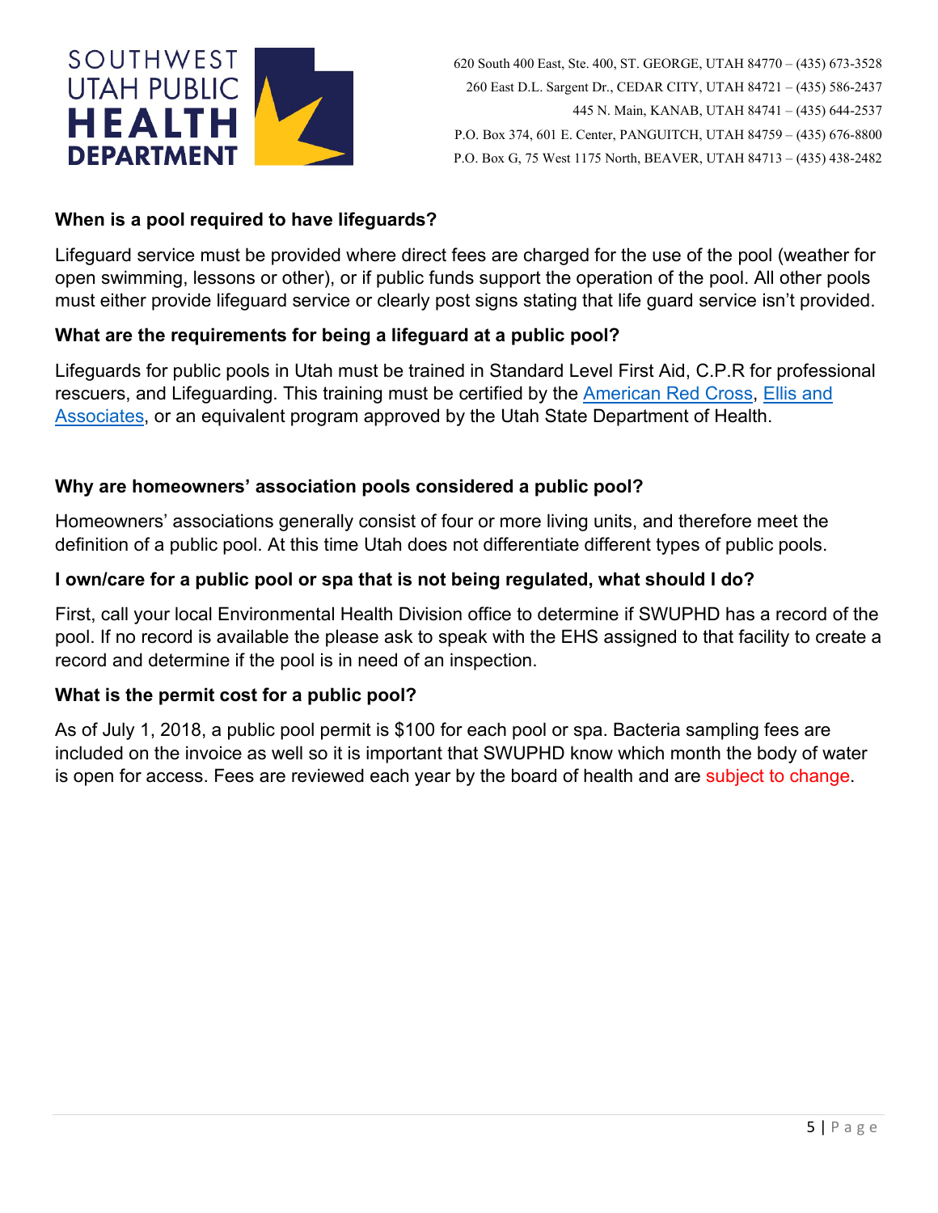### When is a pool required to have lifeguards?

Lifeguard service must be provided where direct fees are charged for the use of the pool (weather for open swimming, lessons or other), or if public funds support the operation of the pool. All other pools must either provide lifeguard service or clearly post signs stating that life guard service isn't provided.

### What are the requirements for being a lifeguard at a public pool?

Lifeguards for public pools in Utah must be trained in Standard Level First Aid, C.P.R for professional rescuers, and Lifeguarding. This training must be certified by the American Red Cross, Ellis and Associates, or an equivalent program approved by the Utah State Department of Health.

### Why are homeowners' association pools considered a public pool?

Homeowners' associations generally consist of four or more living units, and therefore meet the definition of a public pool. At this time Utah does not differentiate different types of public pools.

### I own/care for a public pool or spa that is not being regulated, what should I do?

First, call your local Environmental Health Division office to determine if SWUPHD has a record of the pool. If no record is available the please ask to speak with the EHS assigned to that facility to create a record and determine if the pool is in need of an inspection.

### What is the permit cost for a public pool?

As of July 1, 2018, a public pool permit is $100 for each pool or spa. Bacteria sampling fees are included on the invoice as well so it is important that SWUPHD know which month the body of water is open for access. Fees are reviewed each year by the board of health and are subject to change.